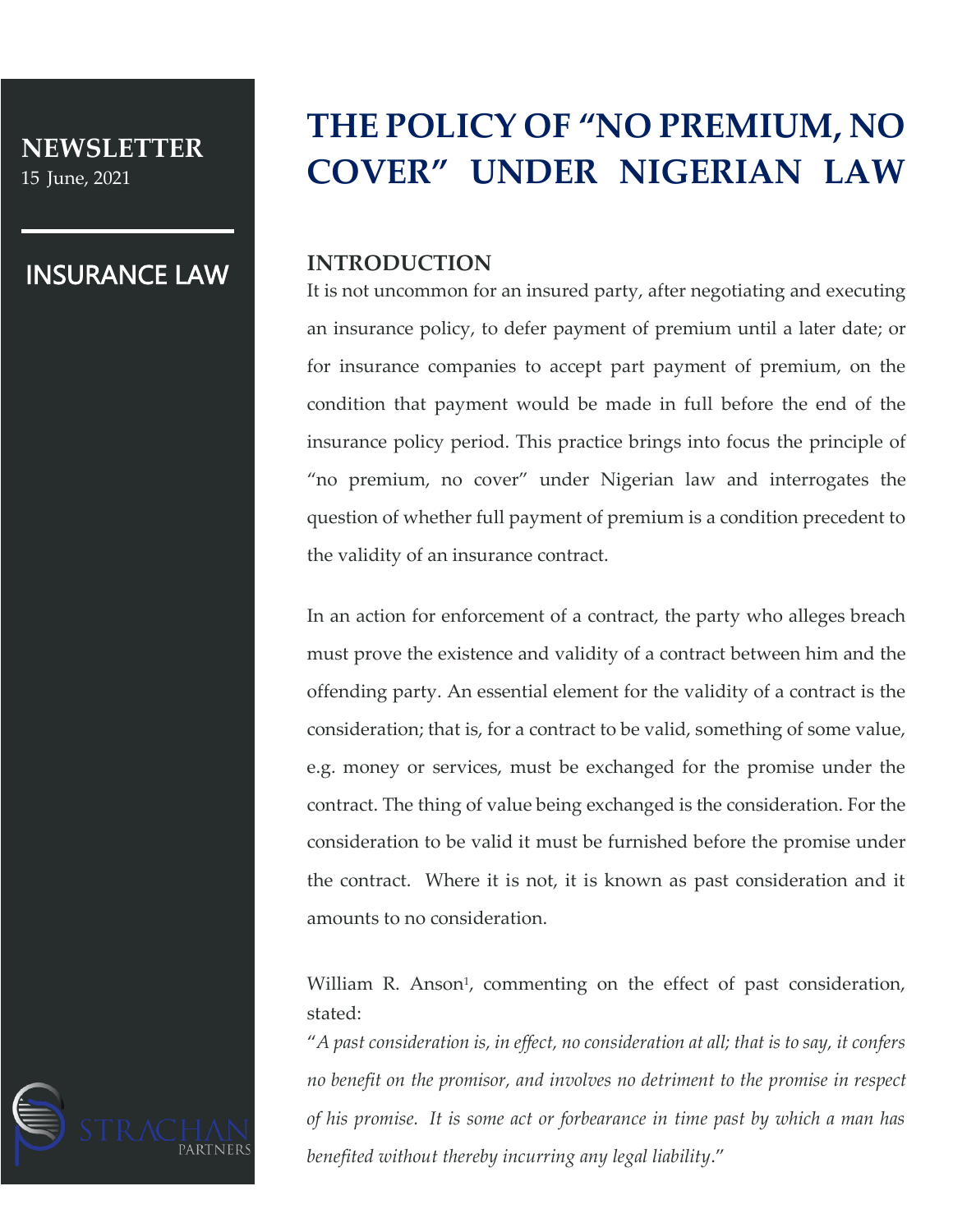NEWSLETTER
15 June, 2021

INSURANCE LAW

# THE POLICY OF "NO PREMIUM, NO COVER" UNDER NIGERIAN LAW

## INTRODUCTION

It is not uncommon for an insured party, after negotiating and executing an insurance policy, to defer payment of premium until a later date; or for insurance companies to accept part payment of premium, on the condition that payment would be made in full before the end of the insurance policy period. This practice brings into focus the principle of "no premium, no cover" under Nigerian law and interrogates the question of whether full payment of premium is a condition precedent to the validity of an insurance contract.

In an action for enforcement of a contract, the party who alleges breach must prove the existence and validity of a contract between him and the offending party. An essential element for the validity of a contract is the consideration; that is, for a contract to be valid, something of some value, e.g. money or services, must be exchanged for the promise under the contract. The thing of value being exchanged is the consideration. For the consideration to be valid it must be furnished before the promise under the contract. Where it is not, it is known as past consideration and it amounts to no consideration.

William R. Anson[1], commenting on the effect of past consideration, stated:

"*A past consideration is, in effect, no consideration at all; that is to say, it confers no benefit on the promisor, and involves no detriment to the promise in respect of his promise. It is some act or forbearance in time past by which a man has benefited without thereby incurring any legal liability*."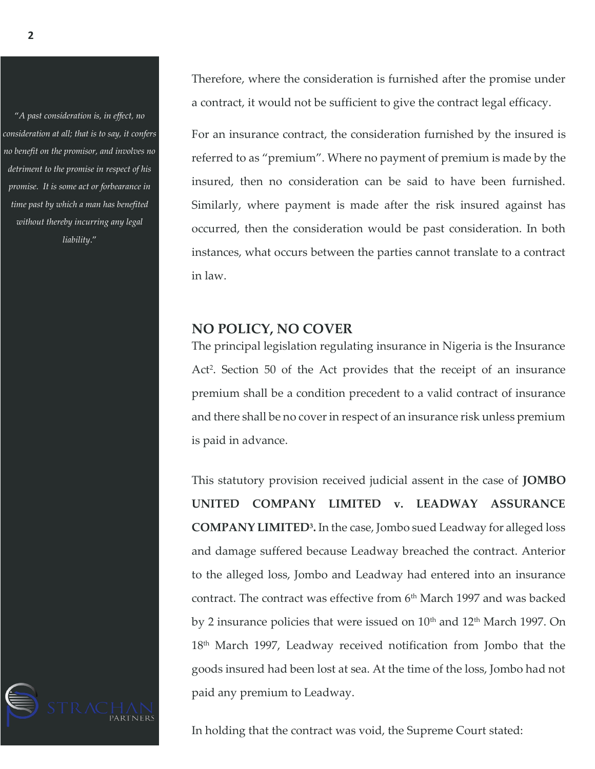> "*A past consideration is, in effect, no consideration at all; that is to say, it confers no benefit on the promisor, and involves no detriment to the promise in respect of his promise. It is some act or forbearance in time past by which a man has benefited without thereby incurring any legal liability*."

Therefore, where the consideration is furnished after the promise under a contract, it would not be sufficient to give the contract legal efficacy.

For an insurance contract, the consideration furnished by the insured is referred to as "premium". Where no payment of premium is made by the insured, then no consideration can be said to have been furnished. Similarly, where payment is made after the risk insured against has occurred, then the consideration would be past consideration. In both instances, what occurs between the parties cannot translate to a contract in law.

## NO POLICY, NO COVER

The principal legislation regulating insurance in Nigeria is the Insurance Act[2]. Section 50 of the Act provides that the receipt of an insurance premium shall be a condition precedent to a valid contract of insurance and there shall be no cover in respect of an insurance risk unless premium is paid in advance.

This statutory provision received judicial assent in the case of **JOMBO UNITED COMPANY LIMITED v. LEADWAY ASSURANCE COMPANY LIMITED[3].** In the case, Jombo sued Leadway for alleged loss and damage suffered because Leadway breached the contract. Anterior to the alleged loss, Jombo and Leadway had entered into an insurance contract. The contract was effective from 6th March 1997 and was backed by 2 insurance policies that were issued on 10th and 12th March 1997. On 18th March 1997, Leadway received notification from Jombo that the goods insured had been lost at sea. At the time of the loss, Jombo had not paid any premium to Leadway.

In holding that the contract was void, the Supreme Court stated: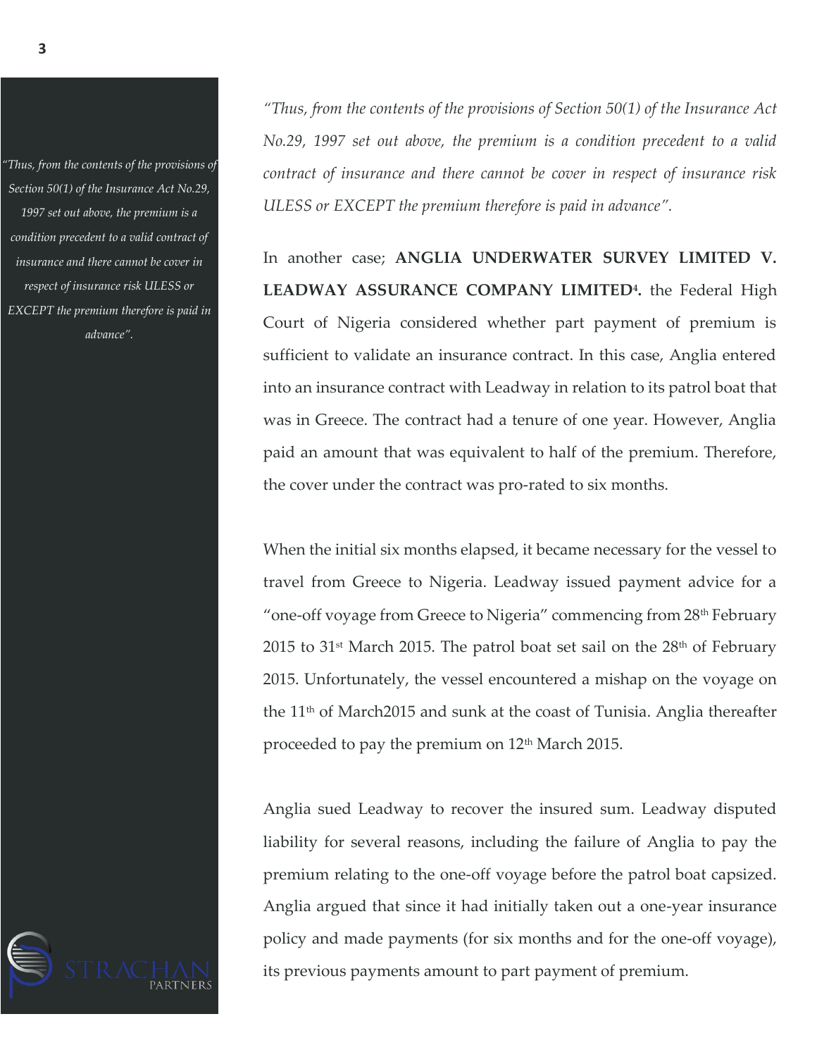> *"Thus, from the contents of the provisions of Section 50(1) of the Insurance Act No.29, 1997 set out above, the premium is a condition precedent to a valid contract of insurance and there cannot be cover in respect of insurance risk ULESS or EXCEPT the premium therefore is paid in advance".*

*"Thus, from the contents of the provisions of Section 50(1) of the Insurance Act No.29, 1997 set out above, the premium is a condition precedent to a valid contract of insurance and there cannot be cover in respect of insurance risk ULESS or EXCEPT the premium therefore is paid in advance".*

In another case; **ANGLIA UNDERWATER SURVEY LIMITED V. LEADWAY ASSURANCE COMPANY LIMITED[4].** the Federal High Court of Nigeria considered whether part payment of premium is sufficient to validate an insurance contract. In this case, Anglia entered into an insurance contract with Leadway in relation to its patrol boat that was in Greece. The contract had a tenure of one year. However, Anglia paid an amount that was equivalent to half of the premium. Therefore, the cover under the contract was pro-rated to six months.

When the initial six months elapsed, it became necessary for the vessel to travel from Greece to Nigeria. Leadway issued payment advice for a "one-off voyage from Greece to Nigeria" commencing from 28th February 2015 to 31st March 2015. The patrol boat set sail on the 28th of February 2015. Unfortunately, the vessel encountered a mishap on the voyage on the 11th of March2015 and sunk at the coast of Tunisia. Anglia thereafter proceeded to pay the premium on 12th March 2015.

Anglia sued Leadway to recover the insured sum. Leadway disputed liability for several reasons, including the failure of Anglia to pay the premium relating to the one-off voyage before the patrol boat capsized. Anglia argued that since it had initially taken out a one-year insurance policy and made payments (for six months and for the one-off voyage), its previous payments amount to part payment of premium.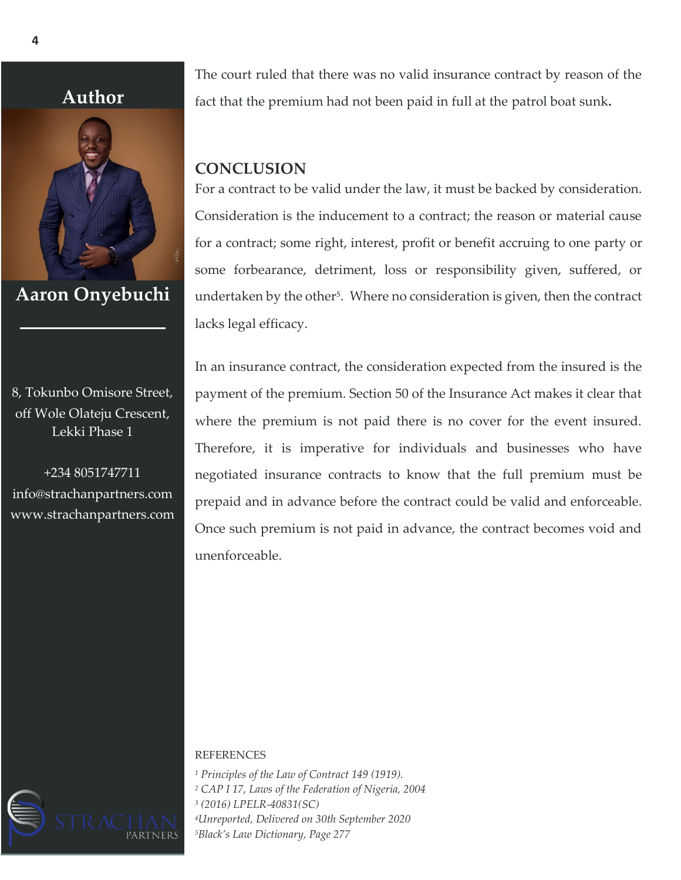The court ruled that there was no valid insurance contract by reason of the fact that the premium had not been paid in full at the patrol boat sunk**.**

## CONCLUSION

For a contract to be valid under the law, it must be backed by consideration. Consideration is the inducement to a contract; the reason or material cause for a contract; some right, interest, profit or benefit accruing to one party or some forbearance, detriment, loss or responsibility given, suffered, or undertaken by the other[5]. Where no consideration is given, then the contract lacks legal efficacy.

In an insurance contract, the consideration expected from the insured is the payment of the premium. Section 50 of the Insurance Act makes it clear that where the premium is not paid there is no cover for the event insured. Therefore, it is imperative for individuals and businesses who have negotiated insurance contracts to know that the full premium must be prepaid and in advance before the contract could be valid and enforceable. Once such premium is not paid in advance, the contract becomes void and unenforceable.

**Author**

**Aaron Onyebuchi**

8, Tokunbo Omisore Street, off Wole Olateju Crescent, Lekki Phase 1

+234 8051747711
info@strachanpartners.com
www.strachanpartners.com

STRACHAN PARTNERS

REFERENCES

[1] *Principles of the Law of Contract 149 (1919).*
[2] *CAP I 17, Laws of the Federation of Nigeria, 2004*
[3] *(2016) LPELR-40831(SC)*
[4] *Unreported, Delivered on 30th September 2020*
[5] *Black's Law Dictionary, Page 277*